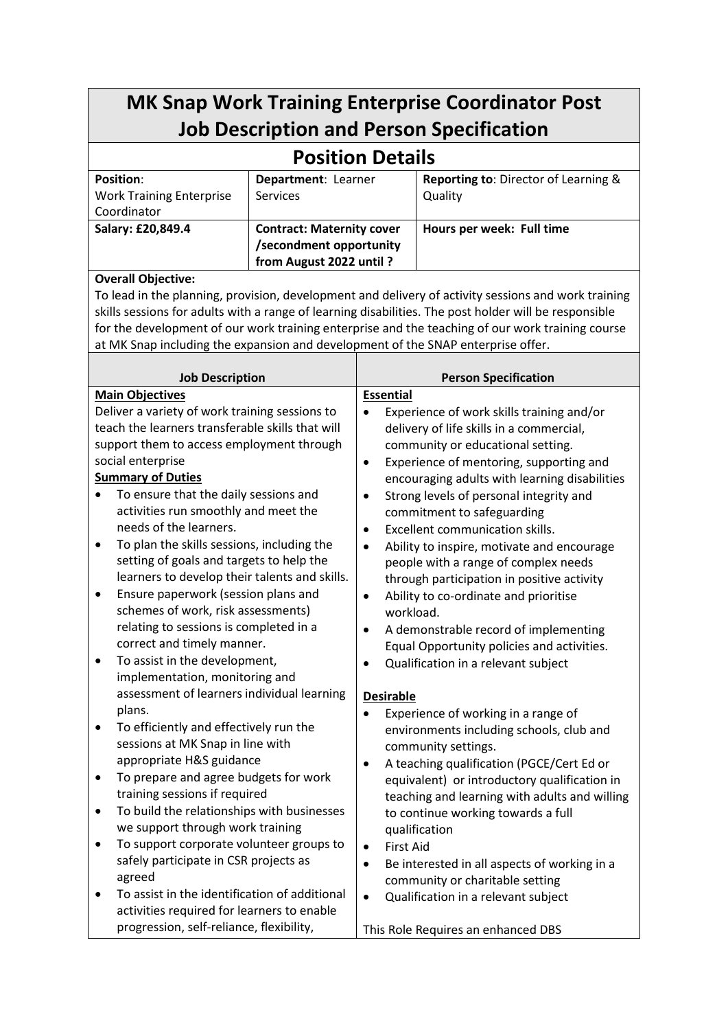# MK Snap Work Training Enterprise Coordinator Post
# Job Description and Person Specification

## Position Details

| **Position**: Work Training Enterprise Coordinator | **Department**: Learner Services | **Reporting to**: Director of Learning & Quality |
|---|---|---|
| **Salary: £20,849.4** | **Contract: Maternity cover /secondment opportunity from August 2022 until ?** | **Hours per week: Full time** |

**Overall Objective:**

To lead in the planning, provision, development and delivery of activity sessions and work training skills sessions for adults with a range of learning disabilities. The post holder will be responsible for the development of our work training enterprise and the teaching of our work training course at MK Snap including the expansion and development of the SNAP enterprise offer.

## Job Description

**Main Objectives**

Deliver a variety of work training sessions to teach the learners transferable skills that will support them to access employment through social enterprise

**Summary of Duties**

- To ensure that the daily sessions and activities run smoothly and meet the needs of the learners.
- To plan the skills sessions, including the setting of goals and targets to help the learners to develop their talents and skills.
- Ensure paperwork (session plans and schemes of work, risk assessments) relating to sessions is completed in a correct and timely manner.
- To assist in the development, implementation, monitoring and assessment of learners individual learning plans.
- To efficiently and effectively run the sessions at MK Snap in line with appropriate H&S guidance
- To prepare and agree budgets for work training sessions if required
- To build the relationships with businesses we support through work training
- To support corporate volunteer groups to safely participate in CSR projects as agreed
- To assist in the identification of additional activities required for learners to enable progression, self-reliance, flexibility,

## Person Specification

**Essential**

- Experience of work skills training and/or delivery of life skills in a commercial, community or educational setting.
- Experience of mentoring, supporting and encouraging adults with learning disabilities
- Strong levels of personal integrity and commitment to safeguarding
- Excellent communication skills.
- Ability to inspire, motivate and encourage people with a range of complex needs through participation in positive activity
- Ability to co-ordinate and prioritise workload.
- A demonstrable record of implementing Equal Opportunity policies and activities.
- Qualification in a relevant subject

**Desirable**

- Experience of working in a range of environments including schools, club and community settings.
- A teaching qualification (PGCE/Cert Ed or equivalent) or introductory qualification in teaching and learning with adults and willing to continue working towards a full qualification
- First Aid
- Be interested in all aspects of working in a community or charitable setting
- Qualification in a relevant subject

This Role Requires an enhanced DBS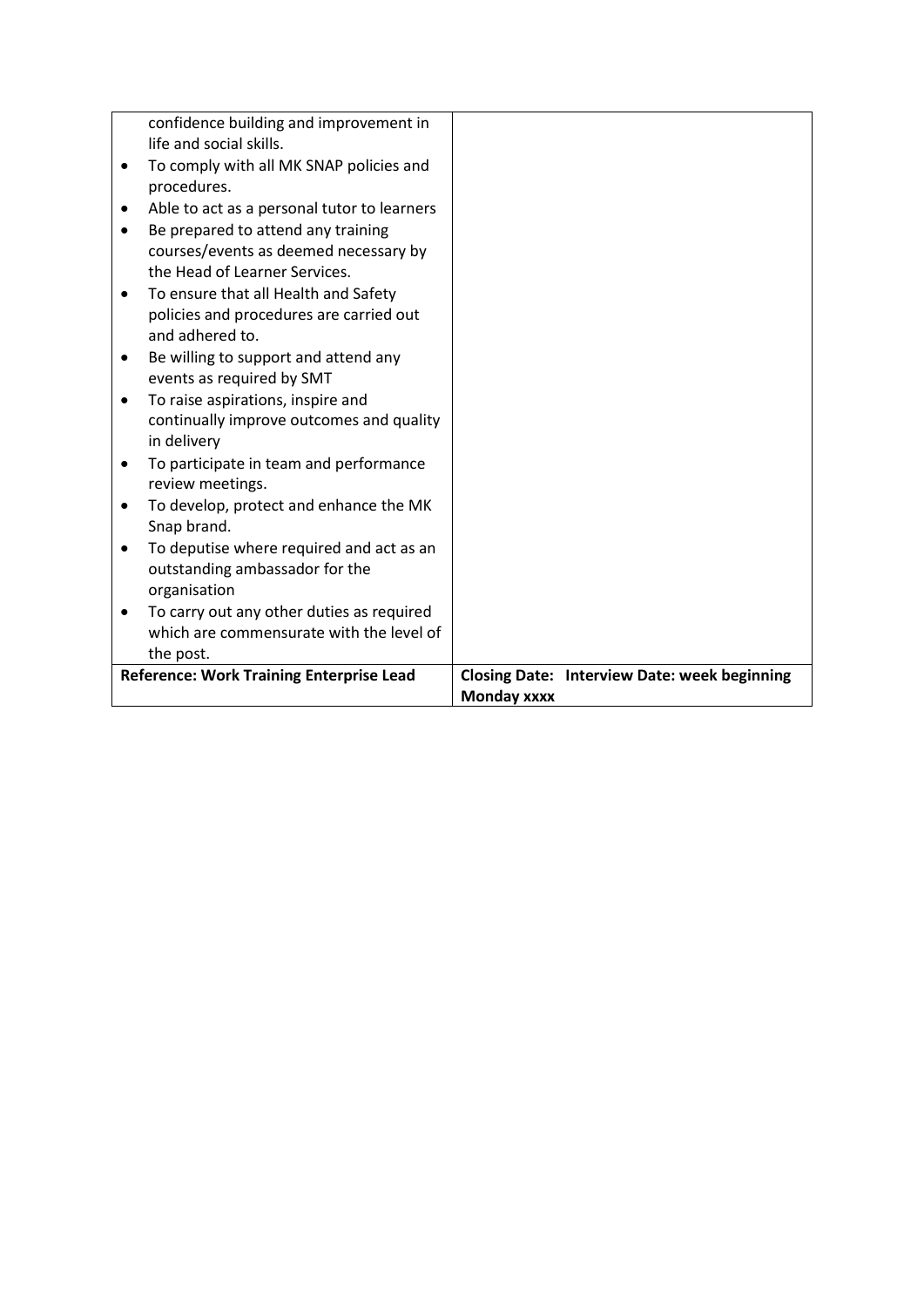| | |
|---|---|
| confidence building and improvement in life and social skills.<br>• To comply with all MK SNAP policies and procedures.<br>• Able to act as a personal tutor to learners<br>• Be prepared to attend any training courses/events as deemed necessary by the Head of Learner Services.<br>• To ensure that all Health and Safety policies and procedures are carried out and adhered to.<br>• Be willing to support and attend any events as required by SMT<br>• To raise aspirations, inspire and continually improve outcomes and quality in delivery<br>• To participate in team and performance review meetings.<br>• To develop, protect and enhance the MK Snap brand.<br>• To deputise where required and act as an outstanding ambassador for the organisation<br>• To carry out any other duties as required which are commensurate with the level of the post. | |
| **Reference: Work Training Enterprise Lead** | **Closing Date: Interview Date: week beginning Monday xxxx** |